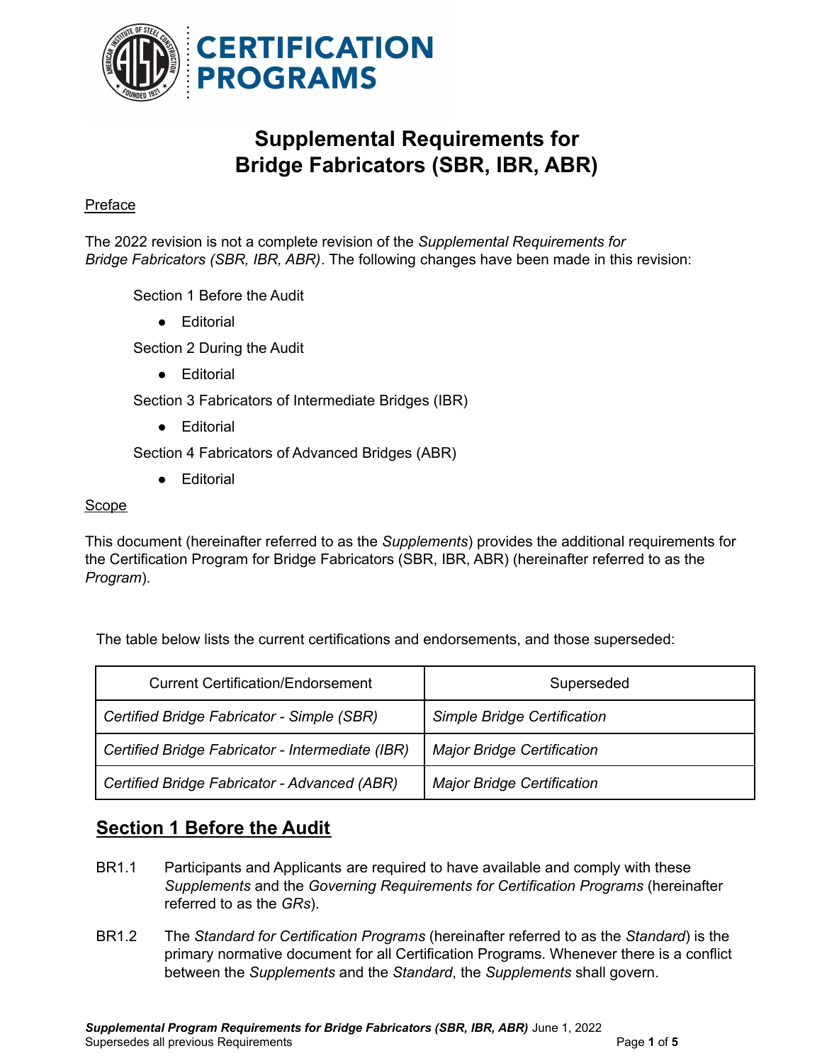# Supplemental Requirements for Bridge Fabricators (SBR, IBR, ABR)

Preface

The 2022 revision is not a complete revision of the *Supplemental Requirements for Bridge Fabricators (SBR, IBR, ABR)*. The following changes have been made in this revision:

Section 1 Before the Audit

- Editorial

Section 2 During the Audit

- Editorial

Section 3 Fabricators of Intermediate Bridges (IBR)

- Editorial

Section 4 Fabricators of Advanced Bridges (ABR)

- Editorial

Scope

This document (hereinafter referred to as the *Supplements*) provides the additional requirements for the Certification Program for Bridge Fabricators (SBR, IBR, ABR) (hereinafter referred to as the *Program*).

The table below lists the current certifications and endorsements, and those superseded:

| Current Certification/Endorsement | Superseded |
| --- | --- |
| *Certified Bridge Fabricator - Simple (SBR)* | *Simple Bridge Certification* |
| *Certified Bridge Fabricator - Intermediate (IBR)* | *Major Bridge Certification* |
| *Certified Bridge Fabricator - Advanced (ABR)* | *Major Bridge Certification* |

## Section 1 Before the Audit

BR1.1 Participants and Applicants are required to have available and comply with these *Supplements* and the *Governing Requirements for Certification Programs* (hereinafter referred to as the *GRs*).

BR1.2 The *Standard for Certification Programs* (hereinafter referred to as the *Standard*) is the primary normative document for all Certification Programs. Whenever there is a conflict between the *Supplements* and the *Standard*, the *Supplements* shall govern.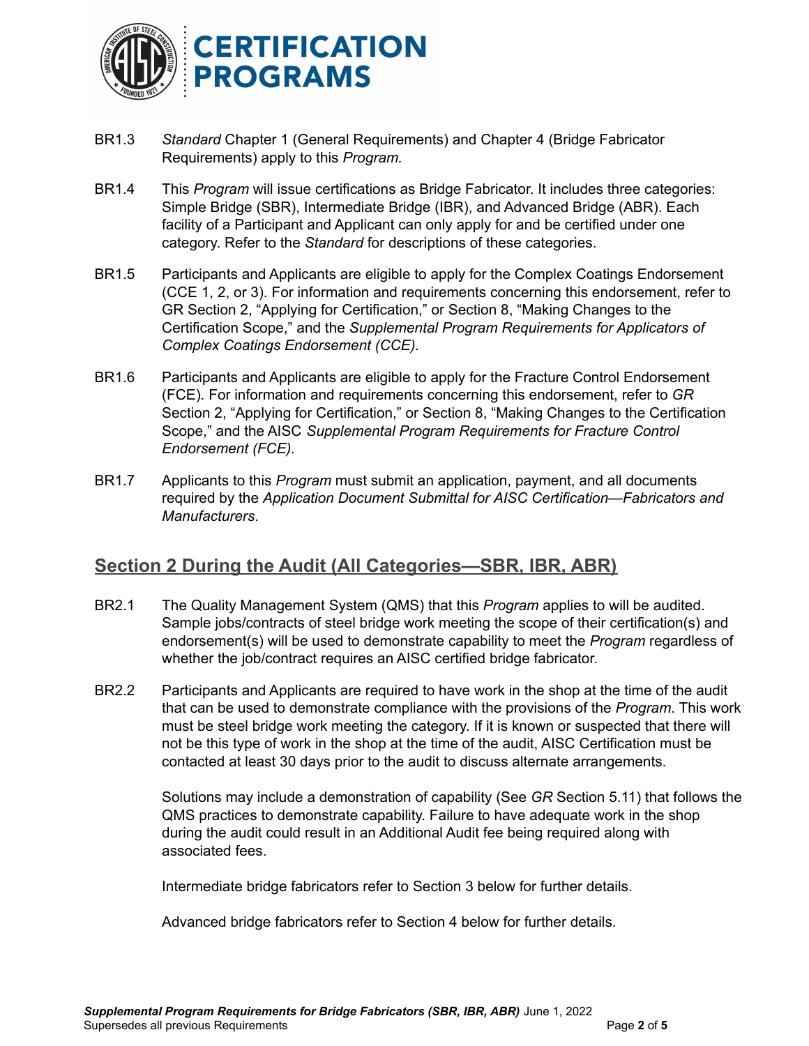BR1.3 *Standard* Chapter 1 (General Requirements) and Chapter 4 (Bridge Fabricator Requirements) apply to this *Program.*

BR1.4 This *Program* will issue certifications as Bridge Fabricator. It includes three categories: Simple Bridge (SBR), Intermediate Bridge (IBR), and Advanced Bridge (ABR). Each facility of a Participant and Applicant can only apply for and be certified under one category. Refer to the *Standard* for descriptions of these categories.

BR1.5 Participants and Applicants are eligible to apply for the Complex Coatings Endorsement (CCE 1, 2, or 3). For information and requirements concerning this endorsement, refer to GR Section 2, "Applying for Certification," or Section 8, "Making Changes to the Certification Scope," and the *Supplemental Program Requirements for Applicators of Complex Coatings Endorsement (CCE).*

BR1.6 Participants and Applicants are eligible to apply for the Fracture Control Endorsement (FCE). For information and requirements concerning this endorsement, refer to *GR* Section 2, "Applying for Certification," or Section 8, "Making Changes to the Certification Scope," and the AISC *Supplemental Program Requirements for Fracture Control Endorsement (FCE).*

BR1.7 Applicants to this *Program* must submit an application, payment, and all documents required by the *Application Document Submittal for AISC Certification—Fabricators and Manufacturers*.

## Section 2 During the Audit (All Categories—SBR, IBR, ABR)

BR2.1 The Quality Management System (QMS) that this *Program* applies to will be audited. Sample jobs/contracts of steel bridge work meeting the scope of their certification(s) and endorsement(s) will be used to demonstrate capability to meet the *Program* regardless of whether the job/contract requires an AISC certified bridge fabricator.

BR2.2 Participants and Applicants are required to have work in the shop at the time of the audit that can be used to demonstrate compliance with the provisions of the *Program*. This work must be steel bridge work meeting the category. If it is known or suspected that there will not be this type of work in the shop at the time of the audit, AISC Certification must be contacted at least 30 days prior to the audit to discuss alternate arrangements.

Solutions may include a demonstration of capability (See *GR* Section 5.11) that follows the QMS practices to demonstrate capability. Failure to have adequate work in the shop during the audit could result in an Additional Audit fee being required along with associated fees.

Intermediate bridge fabricators refer to Section 3 below for further details.

Advanced bridge fabricators refer to Section 4 below for further details.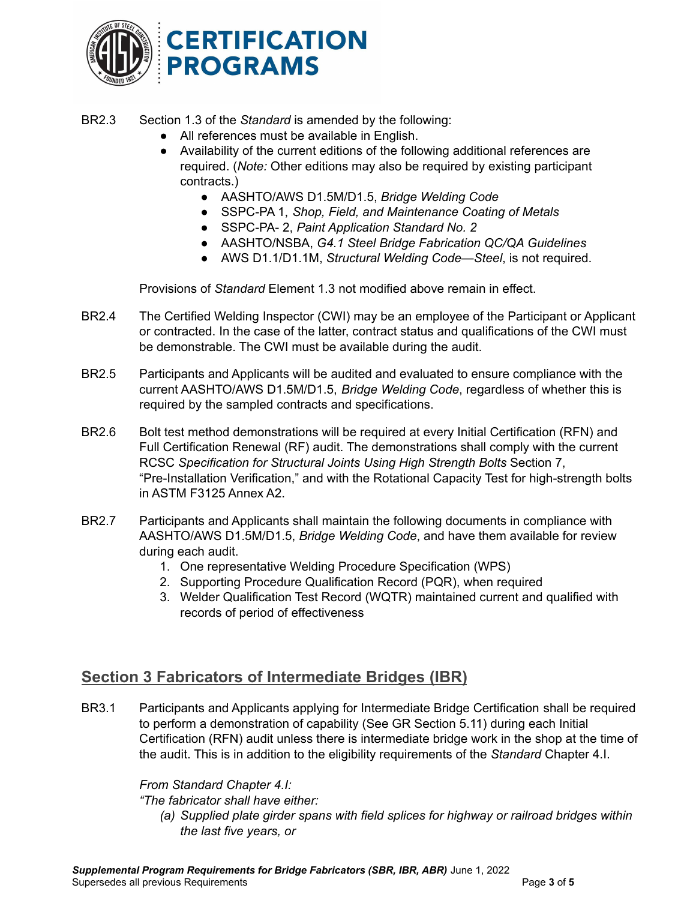BR2.3 Section 1.3 of the *Standard* is amended by the following:

- All references must be available in English.
- Availability of the current editions of the following additional references are required. (*Note:* Other editions may also be required by existing participant contracts.)
    - AASHTO/AWS D1.5M/D1.5, *Bridge Welding Code*
    - SSPC-PA 1, *Shop, Field, and Maintenance Coating of Metals*
    - SSPC-PA- 2, *Paint Application Standard No. 2*
    - AASHTO/NSBA, *G4.1 Steel Bridge Fabrication QC/QA Guidelines*
    - AWS D1.1/D1.1M, *Structural Welding Code—Steel*, is not required.

Provisions of *Standard* Element 1.3 not modified above remain in effect.

BR2.4 The Certified Welding Inspector (CWI) may be an employee of the Participant or Applicant or contracted. In the case of the latter, contract status and qualifications of the CWI must be demonstrable. The CWI must be available during the audit.

BR2.5 Participants and Applicants will be audited and evaluated to ensure compliance with the current AASHTO/AWS D1.5M/D1.5, *Bridge Welding Code*, regardless of whether this is required by the sampled contracts and specifications.

BR2.6 Bolt test method demonstrations will be required at every Initial Certification (RFN) and Full Certification Renewal (RF) audit. The demonstrations shall comply with the current RCSC *Specification for Structural Joints Using High Strength Bolts* Section 7, "Pre-Installation Verification," and with the Rotational Capacity Test for high-strength bolts in ASTM F3125 Annex A2.

BR2.7 Participants and Applicants shall maintain the following documents in compliance with AASHTO/AWS D1.5M/D1.5, *Bridge Welding Code*, and have them available for review during each audit.

1. One representative Welding Procedure Specification (WPS)
2. Supporting Procedure Qualification Record (PQR), when required
3. Welder Qualification Test Record (WQTR) maintained current and qualified with records of period of effectiveness

## Section 3 Fabricators of Intermediate Bridges (IBR)

BR3.1 Participants and Applicants applying for Intermediate Bridge Certification shall be required to perform a demonstration of capability (See GR Section 5.11) during each Initial Certification (RFN) audit unless there is intermediate bridge work in the shop at the time of the audit. This is in addition to the eligibility requirements of the *Standard* Chapter 4.I.

*From Standard Chapter 4.I:*

*"The fabricator shall have either:*

*(a) Supplied plate girder spans with field splices for highway or railroad bridges within the last five years, or*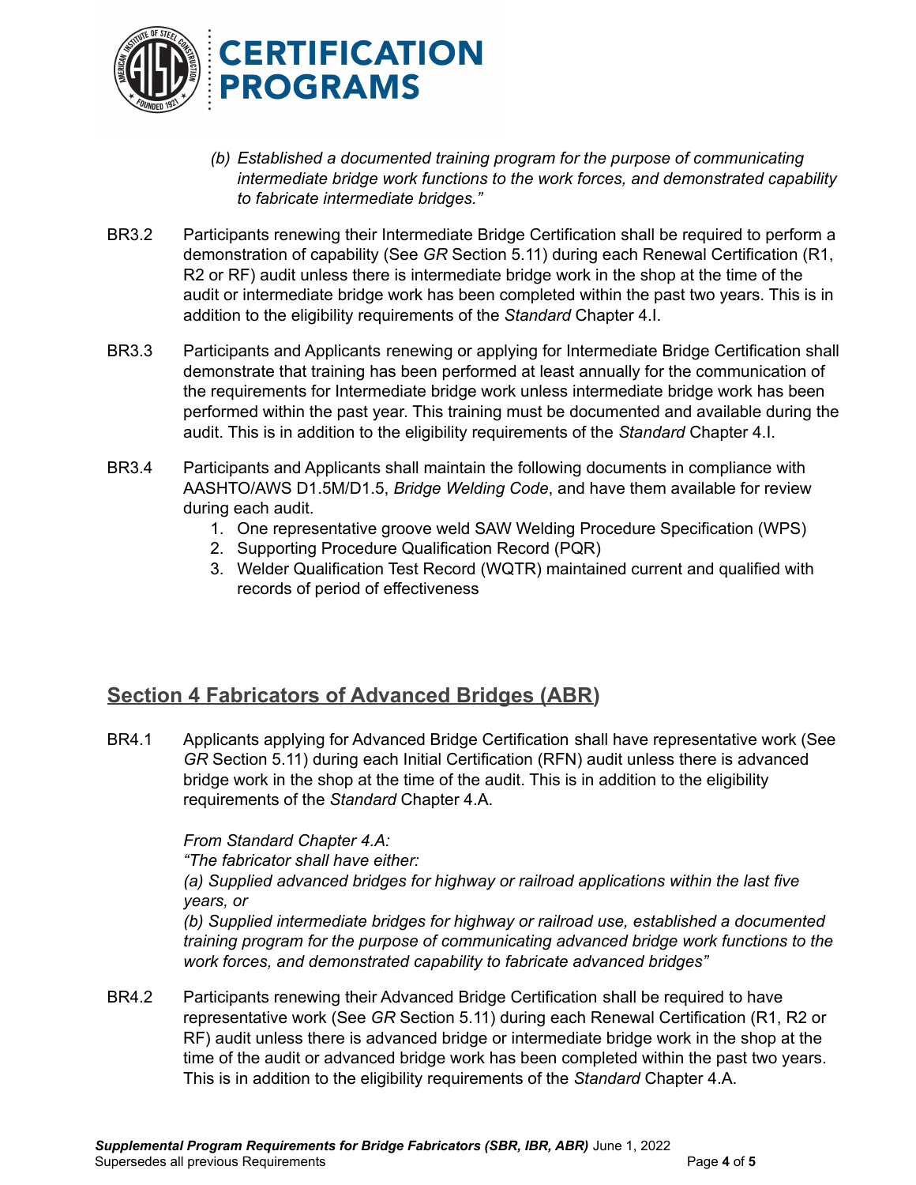*(b) Established a documented training program for the purpose of communicating intermediate bridge work functions to the work forces, and demonstrated capability to fabricate intermediate bridges."*

BR3.2 Participants renewing their Intermediate Bridge Certification shall be required to perform a demonstration of capability (See *GR* Section 5.11) during each Renewal Certification (R1, R2 or RF) audit unless there is intermediate bridge work in the shop at the time of the audit or intermediate bridge work has been completed within the past two years. This is in addition to the eligibility requirements of the *Standard* Chapter 4.I.

BR3.3 Participants and Applicants renewing or applying for Intermediate Bridge Certification shall demonstrate that training has been performed at least annually for the communication of the requirements for Intermediate bridge work unless intermediate bridge work has been performed within the past year. This training must be documented and available during the audit. This is in addition to the eligibility requirements of the *Standard* Chapter 4.I.

BR3.4 Participants and Applicants shall maintain the following documents in compliance with AASHTO/AWS D1.5M/D1.5, *Bridge Welding Code*, and have them available for review during each audit.

1. One representative groove weld SAW Welding Procedure Specification (WPS)
2. Supporting Procedure Qualification Record (PQR)
3. Welder Qualification Test Record (WQTR) maintained current and qualified with records of period of effectiveness

## Section 4 Fabricators of Advanced Bridges (ABR)

BR4.1 Applicants applying for Advanced Bridge Certification shall have representative work (See *GR* Section 5.11) during each Initial Certification (RFN) audit unless there is advanced bridge work in the shop at the time of the audit. This is in addition to the eligibility requirements of the *Standard* Chapter 4.A.

*From Standard Chapter 4.A:*
*"The fabricator shall have either:*
*(a) Supplied advanced bridges for highway or railroad applications within the last five years, or*
*(b) Supplied intermediate bridges for highway or railroad use, established a documented training program for the purpose of communicating advanced bridge work functions to the work forces, and demonstrated capability to fabricate advanced bridges"*

BR4.2 Participants renewing their Advanced Bridge Certification shall be required to have representative work (See *GR* Section 5.11) during each Renewal Certification (R1, R2 or RF) audit unless there is advanced bridge or intermediate bridge work in the shop at the time of the audit or advanced bridge work has been completed within the past two years. This is in addition to the eligibility requirements of the *Standard* Chapter 4.A.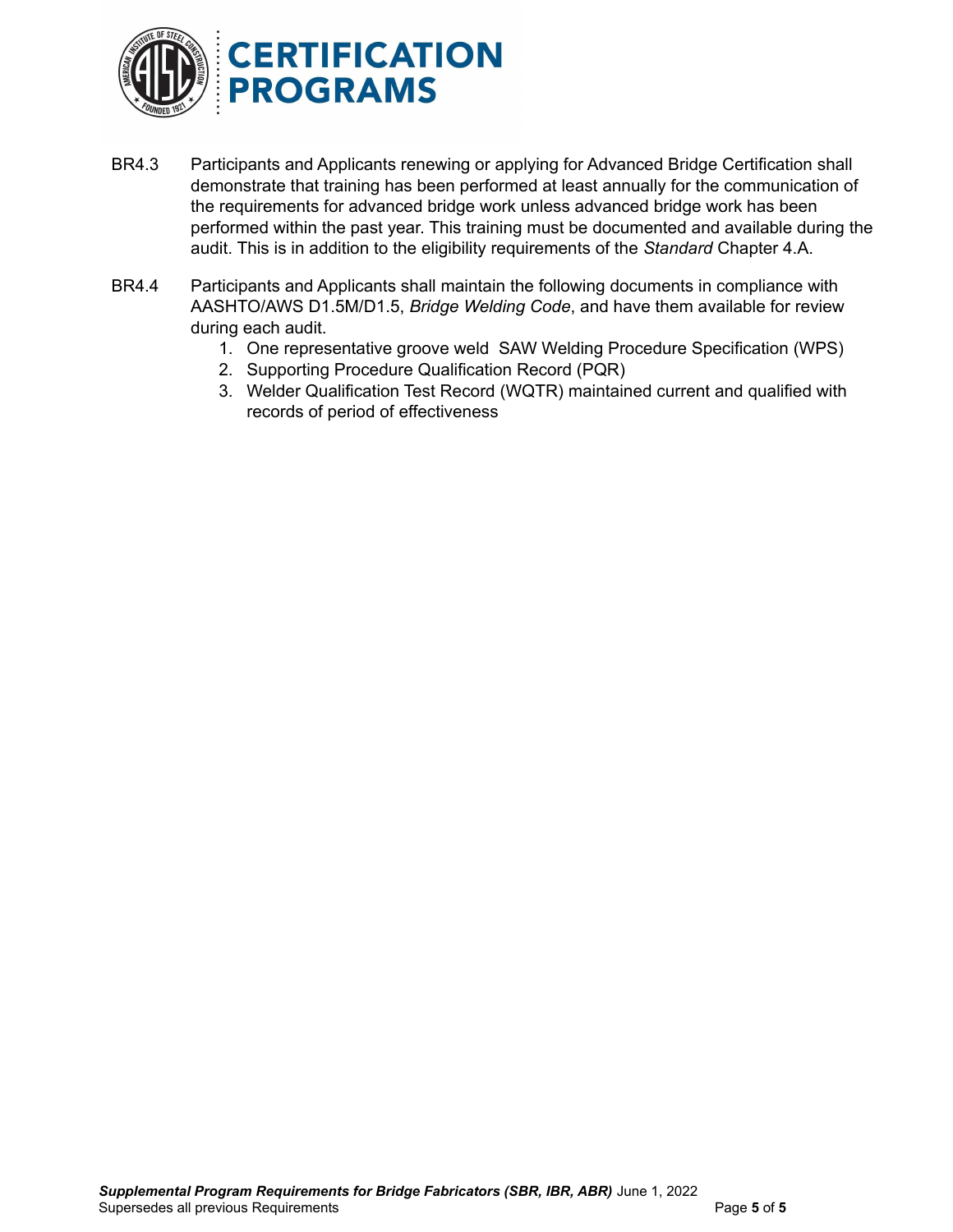BR4.3 Participants and Applicants renewing or applying for Advanced Bridge Certification shall demonstrate that training has been performed at least annually for the communication of the requirements for advanced bridge work unless advanced bridge work has been performed within the past year. This training must be documented and available during the audit. This is in addition to the eligibility requirements of the *Standard* Chapter 4.A.

BR4.4 Participants and Applicants shall maintain the following documents in compliance with AASHTO/AWS D1.5M/D1.5, *Bridge Welding Code*, and have them available for review during each audit.

1. One representative groove weld SAW Welding Procedure Specification (WPS)
2. Supporting Procedure Qualification Record (PQR)
3. Welder Qualification Test Record (WQTR) maintained current and qualified with records of period of effectiveness